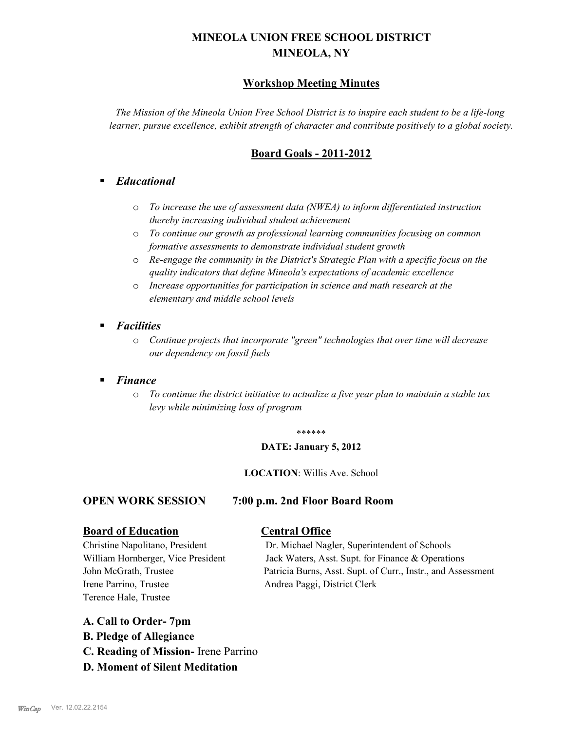# MINEOLA UNION FREE SCHOOL DISTRICT
# MINEOLA, NY

## Workshop Meeting Minutes

*The Mission of the Mineola Union Free School District is to inspire each student to be a life-long learner, pursue excellence, exhibit strength of character and contribute positively to a global society.*

## Board Goals - 2011-2012

- ***Educational***
  - *To increase the use of assessment data (NWEA) to inform differentiated instruction thereby increasing individual student achievement*
  - *To continue our growth as professional learning communities focusing on common formative assessments to demonstrate individual student growth*
  - *Re-engage the community in the District's Strategic Plan with a specific focus on the quality indicators that define Mineola's expectations of academic excellence*
  - *Increase opportunities for participation in science and math research at the elementary and middle school levels*
- ***Facilities***
  - *Continue projects that incorporate "green" technologies that over time will decrease our dependency on fossil fuels*
- ***Finance***
  - *To continue the district initiative to actualize a five year plan to maintain a stable tax levy while minimizing loss of program*

******

**DATE: January 5, 2012**

**LOCATION**: Willis Ave. School

**OPEN WORK SESSION 7:00 p.m. 2nd Floor Board Room**

| **Board of Education** | **Central Office** |
|---|---|
| Christine Napolitano, President | Dr. Michael Nagler, Superintendent of Schools |
| William Hornberger, Vice President | Jack Waters, Asst. Supt. for Finance & Operations |
| John McGrath, Trustee | Patricia Burns, Asst. Supt. of Curr., Instr., and Assessment |
| Irene Parrino, Trustee | Andrea Paggi, District Clerk |
| Terence Hale, Trustee | |

**A. Call to Order- 7pm**

**B. Pledge of Allegiance**

**C. Reading of Mission-** Irene Parrino

**D. Moment of Silent Meditation**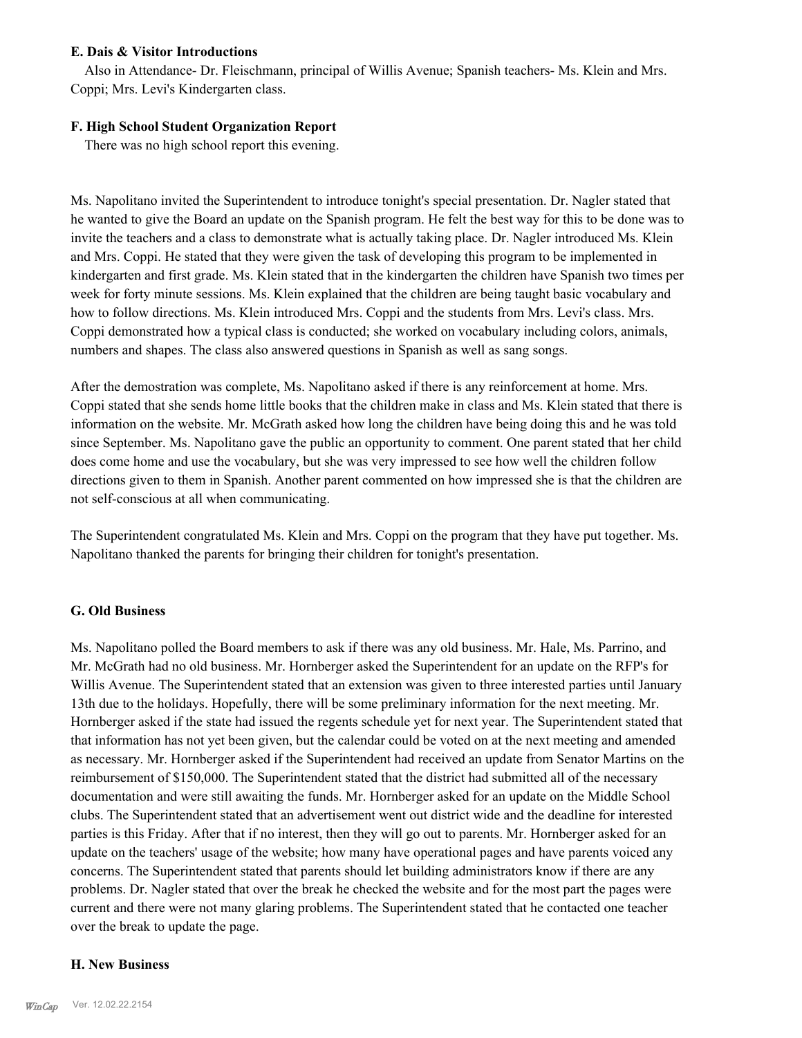**E. Dais & Visitor Introductions**

Also in Attendance- Dr. Fleischmann, principal of Willis Avenue; Spanish teachers- Ms. Klein and Mrs. Coppi; Mrs. Levi's Kindergarten class.

**F. High School Student Organization Report**

There was no high school report this evening.

Ms. Napolitano invited the Superintendent to introduce tonight's special presentation. Dr. Nagler stated that he wanted to give the Board an update on the Spanish program. He felt the best way for this to be done was to invite the teachers and a class to demonstrate what is actually taking place. Dr. Nagler introduced Ms. Klein and Mrs. Coppi. He stated that they were given the task of developing this program to be implemented in kindergarten and first grade. Ms. Klein stated that in the kindergarten the children have Spanish two times per week for forty minute sessions. Ms. Klein explained that the children are being taught basic vocabulary and how to follow directions. Ms. Klein introduced Mrs. Coppi and the students from Mrs. Levi's class. Mrs. Coppi demonstrated how a typical class is conducted; she worked on vocabulary including colors, animals, numbers and shapes. The class also answered questions in Spanish as well as sang songs.

After the demostration was complete, Ms. Napolitano asked if there is any reinforcement at home. Mrs. Coppi stated that she sends home little books that the children make in class and Ms. Klein stated that there is information on the website. Mr. McGrath asked how long the children have being doing this and he was told since September. Ms. Napolitano gave the public an opportunity to comment. One parent stated that her child does come home and use the vocabulary, but she was very impressed to see how well the children follow directions given to them in Spanish. Another parent commented on how impressed she is that the children are not self-conscious at all when communicating.

The Superintendent congratulated Ms. Klein and Mrs. Coppi on the program that they have put together. Ms. Napolitano thanked the parents for bringing their children for tonight's presentation.

**G. Old Business**

Ms. Napolitano polled the Board members to ask if there was any old business. Mr. Hale, Ms. Parrino, and Mr. McGrath had no old business. Mr. Hornberger asked the Superintendent for an update on the RFP's for Willis Avenue. The Superintendent stated that an extension was given to three interested parties until January 13th due to the holidays. Hopefully, there will be some preliminary information for the next meeting. Mr. Hornberger asked if the state had issued the regents schedule yet for next year. The Superintendent stated that that information has not yet been given, but the calendar could be voted on at the next meeting and amended as necessary. Mr. Hornberger asked if the Superintendent had received an update from Senator Martins on the reimbursement of $150,000. The Superintendent stated that the district had submitted all of the necessary documentation and were still awaiting the funds. Mr. Hornberger asked for an update on the Middle School clubs. The Superintendent stated that an advertisement went out district wide and the deadline for interested parties is this Friday. After that if no interest, then they will go out to parents. Mr. Hornberger asked for an update on the teachers' usage of the website; how many have operational pages and have parents voiced any concerns. The Superintendent stated that parents should let building administrators know if there are any problems. Dr. Nagler stated that over the break he checked the website and for the most part the pages were current and there were not many glaring problems. The Superintendent stated that he contacted one teacher over the break to update the page.

**H. New Business**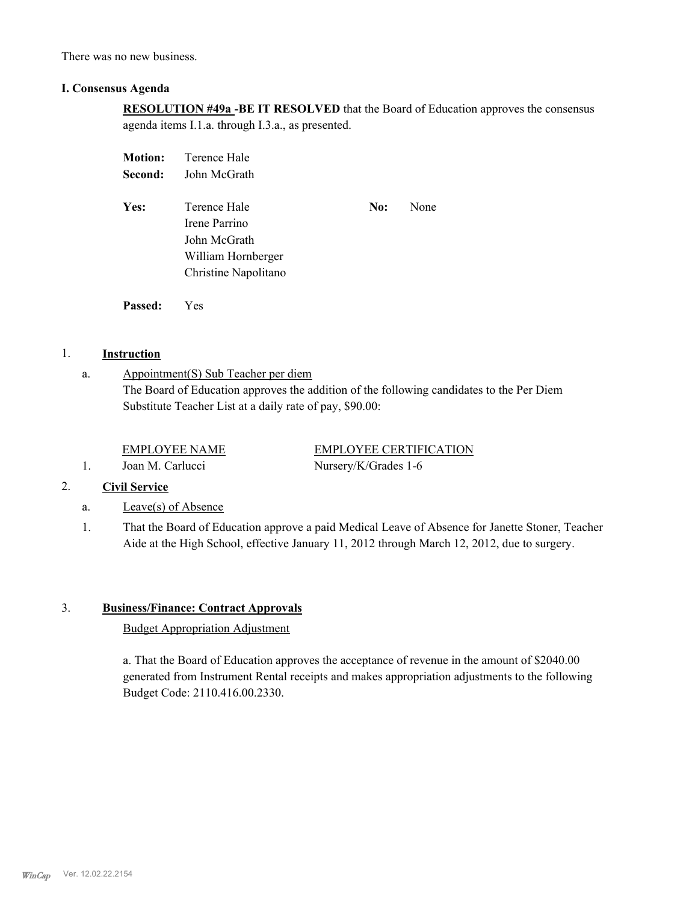There was no new business.

### I. Consensus Agenda

**RESOLUTION #49a -BE IT RESOLVED** that the Board of Education approves the consensus agenda items I.1.a. through I.3.a., as presented.

**Motion:** Terence Hale
**Second:** John McGrath

**Yes:** Terence Hale, Irene Parrino, John McGrath, William Hornberger, Christine Napolitano

**No:** None

**Passed:** Yes

1. **Instruction**

   a. Appointment(S) Sub Teacher per diem
   The Board of Education approves the addition of the following candidates to the Per Diem Substitute Teacher List at a daily rate of pay, $90.00:

| | EMPLOYEE NAME | EMPLOYEE CERTIFICATION |
|---|---|---|
| 1. | Joan M. Carlucci | Nursery/K/Grades 1-6 |

2. **Civil Service**

   a. Leave(s) of Absence

   1. That the Board of Education approve a paid Medical Leave of Absence for Janette Stoner, Teacher Aide at the High School, effective January 11, 2012 through March 12, 2012, due to surgery.

3. **Business/Finance: Contract Approvals**

   Budget Appropriation Adjustment

   a. That the Board of Education approves the acceptance of revenue in the amount of $2040.00 generated from Instrument Rental receipts and makes appropriation adjustments to the following Budget Code: 2110.416.00.2330.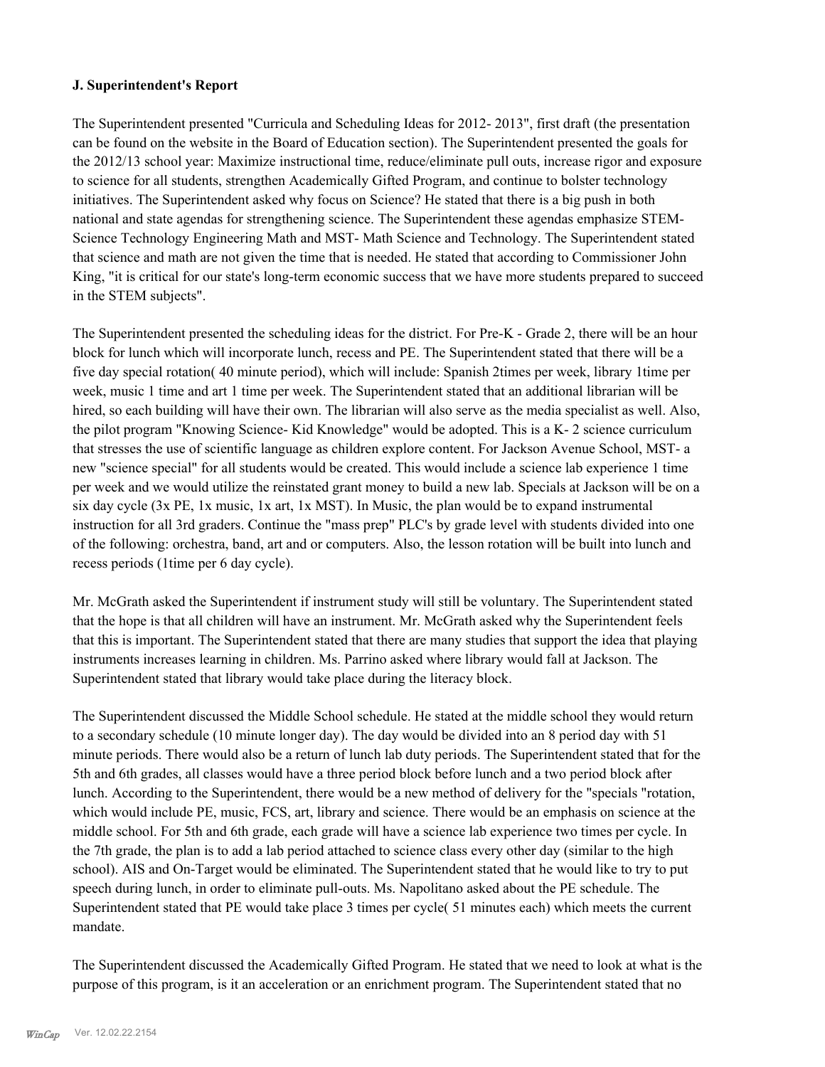### J. Superintendent's Report

The Superintendent presented "Curricula and Scheduling Ideas for 2012- 2013", first draft (the presentation can be found on the website in the Board of Education section). The Superintendent presented the goals for the 2012/13 school year: Maximize instructional time, reduce/eliminate pull outs, increase rigor and exposure to science for all students, strengthen Academically Gifted Program, and continue to bolster technology initiatives. The Superintendent asked why focus on Science? He stated that there is a big push in both national and state agendas for strengthening science. The Superintendent these agendas emphasize STEM- Science Technology Engineering Math and MST- Math Science and Technology. The Superintendent stated that science and math are not given the time that is needed. He stated that according to Commissioner John King, "it is critical for our state's long-term economic success that we have more students prepared to succeed in the STEM subjects".

The Superintendent presented the scheduling ideas for the district. For Pre-K - Grade 2, there will be an hour block for lunch which will incorporate lunch, recess and PE. The Superintendent stated that there will be a five day special rotation( 40 minute period), which will include: Spanish 2times per week, library 1time per week, music 1 time and art 1 time per week. The Superintendent stated that an additional librarian will be hired, so each building will have their own. The librarian will also serve as the media specialist as well. Also, the pilot program "Knowing Science- Kid Knowledge" would be adopted. This is a K- 2 science curriculum that stresses the use of scientific language as children explore content. For Jackson Avenue School, MST- a new "science special" for all students would be created. This would include a science lab experience 1 time per week and we would utilize the reinstated grant money to build a new lab. Specials at Jackson will be on a six day cycle (3x PE, 1x music, 1x art, 1x MST). In Music, the plan would be to expand instrumental instruction for all 3rd graders. Continue the "mass prep" PLC's by grade level with students divided into one of the following: orchestra, band, art and or computers. Also, the lesson rotation will be built into lunch and recess periods (1time per 6 day cycle).

Mr. McGrath asked the Superintendent if instrument study will still be voluntary. The Superintendent stated that the hope is that all children will have an instrument. Mr. McGrath asked why the Superintendent feels that this is important. The Superintendent stated that there are many studies that support the idea that playing instruments increases learning in children. Ms. Parrino asked where library would fall at Jackson. The Superintendent stated that library would take place during the literacy block.

The Superintendent discussed the Middle School schedule. He stated at the middle school they would return to a secondary schedule (10 minute longer day). The day would be divided into an 8 period day with 51 minute periods. There would also be a return of lunch lab duty periods. The Superintendent stated that for the 5th and 6th grades, all classes would have a three period block before lunch and a two period block after lunch. According to the Superintendent, there would be a new method of delivery for the "specials "rotation, which would include PE, music, FCS, art, library and science. There would be an emphasis on science at the middle school. For 5th and 6th grade, each grade will have a science lab experience two times per cycle. In the 7th grade, the plan is to add a lab period attached to science class every other day (similar to the high school). AIS and On-Target would be eliminated. The Superintendent stated that he would like to try to put speech during lunch, in order to eliminate pull-outs. Ms. Napolitano asked about the PE schedule. The Superintendent stated that PE would take place 3 times per cycle( 51 minutes each) which meets the current mandate.

The Superintendent discussed the Academically Gifted Program. He stated that we need to look at what is the purpose of this program, is it an acceleration or an enrichment program. The Superintendent stated that no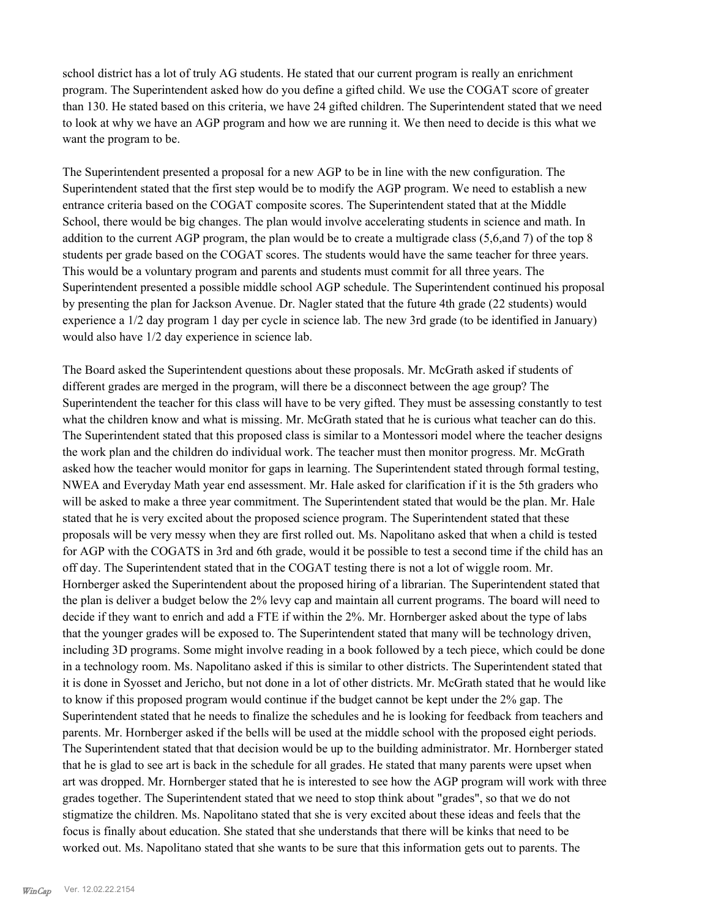school district has a lot of truly AG students. He stated that our current program is really an enrichment program. The Superintendent asked how do you define a gifted child. We use the COGAT score of greater than 130. He stated based on this criteria, we have 24 gifted children. The Superintendent stated that we need to look at why we have an AGP program and how we are running it. We then need to decide is this what we want the program to be.

The Superintendent presented a proposal for a new AGP to be in line with the new configuration. The Superintendent stated that the first step would be to modify the AGP program. We need to establish a new entrance criteria based on the COGAT composite scores. The Superintendent stated that at the Middle School, there would be big changes. The plan would involve accelerating students in science and math. In addition to the current AGP program, the plan would be to create a multigrade class (5,6,and 7) of the top 8 students per grade based on the COGAT scores. The students would have the same teacher for three years. This would be a voluntary program and parents and students must commit for all three years. The Superintendent presented a possible middle school AGP schedule. The Superintendent continued his proposal by presenting the plan for Jackson Avenue. Dr. Nagler stated that the future 4th grade (22 students) would experience a 1/2 day program 1 day per cycle in science lab. The new 3rd grade (to be identified in January) would also have 1/2 day experience in science lab.

The Board asked the Superintendent questions about these proposals. Mr. McGrath asked if students of different grades are merged in the program, will there be a disconnect between the age group? The Superintendent the teacher for this class will have to be very gifted. They must be assessing constantly to test what the children know and what is missing. Mr. McGrath stated that he is curious what teacher can do this. The Superintendent stated that this proposed class is similar to a Montessori model where the teacher designs the work plan and the children do individual work. The teacher must then monitor progress. Mr. McGrath asked how the teacher would monitor for gaps in learning. The Superintendent stated through formal testing, NWEA and Everyday Math year end assessment. Mr. Hale asked for clarification if it is the 5th graders who will be asked to make a three year commitment. The Superintendent stated that would be the plan. Mr. Hale stated that he is very excited about the proposed science program. The Superintendent stated that these proposals will be very messy when they are first rolled out. Ms. Napolitano asked that when a child is tested for AGP with the COGATS in 3rd and 6th grade, would it be possible to test a second time if the child has an off day. The Superintendent stated that in the COGAT testing there is not a lot of wiggle room. Mr. Hornberger asked the Superintendent about the proposed hiring of a librarian. The Superintendent stated that the plan is deliver a budget below the 2% levy cap and maintain all current programs. The board will need to decide if they want to enrich and add a FTE if within the 2%. Mr. Hornberger asked about the type of labs that the younger grades will be exposed to. The Superintendent stated that many will be technology driven, including 3D programs. Some might involve reading in a book followed by a tech piece, which could be done in a technology room. Ms. Napolitano asked if this is similar to other districts. The Superintendent stated that it is done in Syosset and Jericho, but not done in a lot of other districts. Mr. McGrath stated that he would like to know if this proposed program would continue if the budget cannot be kept under the 2% gap. The Superintendent stated that he needs to finalize the schedules and he is looking for feedback from teachers and parents. Mr. Hornberger asked if the bells will be used at the middle school with the proposed eight periods. The Superintendent stated that that decision would be up to the building administrator. Mr. Hornberger stated that he is glad to see art is back in the schedule for all grades. He stated that many parents were upset when art was dropped. Mr. Hornberger stated that he is interested to see how the AGP program will work with three grades together. The Superintendent stated that we need to stop think about "grades", so that we do not stigmatize the children. Ms. Napolitano stated that she is very excited about these ideas and feels that the focus is finally about education. She stated that she understands that there will be kinks that need to be worked out. Ms. Napolitano stated that she wants to be sure that this information gets out to parents. The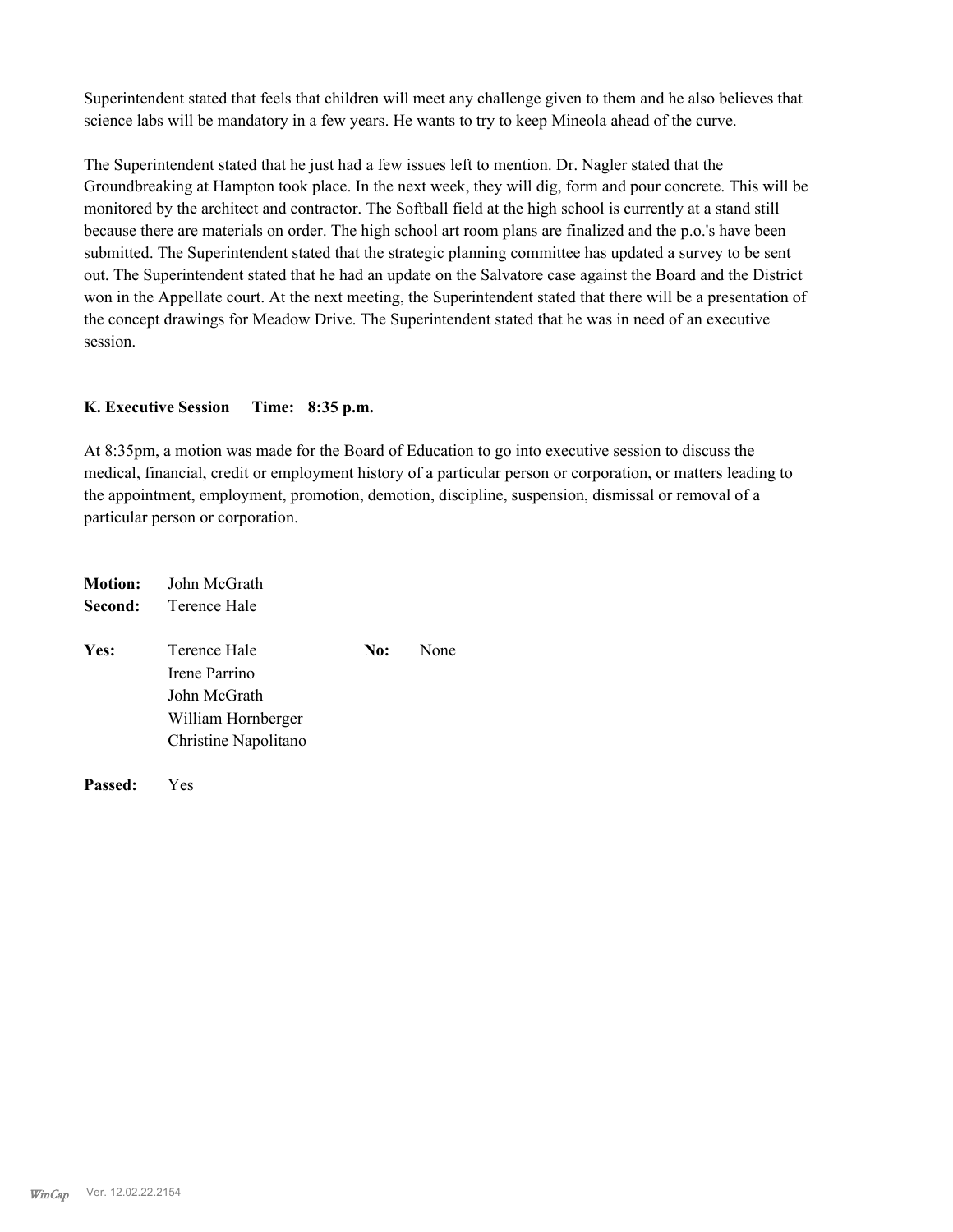Superintendent stated that feels that children will meet any challenge given to them and he also believes that science labs will be mandatory in a few years. He wants to try to keep Mineola ahead of the curve.

The Superintendent stated that he just had a few issues left to mention. Dr. Nagler stated that the Groundbreaking at Hampton took place. In the next week, they will dig, form and pour concrete. This will be monitored by the architect and contractor. The Softball field at the high school is currently at a stand still because there are materials on order. The high school art room plans are finalized and the p.o.'s have been submitted. The Superintendent stated that the strategic planning committee has updated a survey to be sent out. The Superintendent stated that he had an update on the Salvatore case against the Board and the District won in the Appellate court. At the next meeting, the Superintendent stated that there will be a presentation of the concept drawings for Meadow Drive. The Superintendent stated that he was in need of an executive session.

**K. Executive Session Time: 8:35 p.m.**

At 8:35pm, a motion was made for the Board of Education to go into executive session to discuss the medical, financial, credit or employment history of a particular person or corporation, or matters leading to the appointment, employment, promotion, demotion, discipline, suspension, dismissal or removal of a particular person or corporation.

**Motion:** John McGrath
**Second:** Terence Hale

| **Yes:** | | **No:** | |
|---|---|---|---|
| | Terence Hale | | None |
| | Irene Parrino | | |
| | John McGrath | | |
| | William Hornberger | | |
| | Christine Napolitano | | |

**Passed:** Yes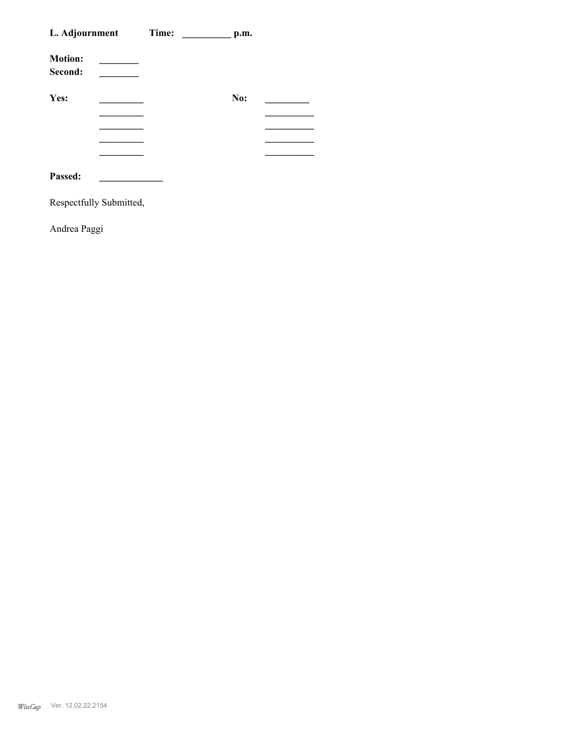**L. Adjournment** **Time: __________ p.m.**

**Motion:** ________
**Second:** ________

**Yes:** _________ **No:** _________
_________ __________
_________ __________
_________ __________
_________ __________

**Passed:** _____________

Respectfully Submitted,

Andrea Paggi